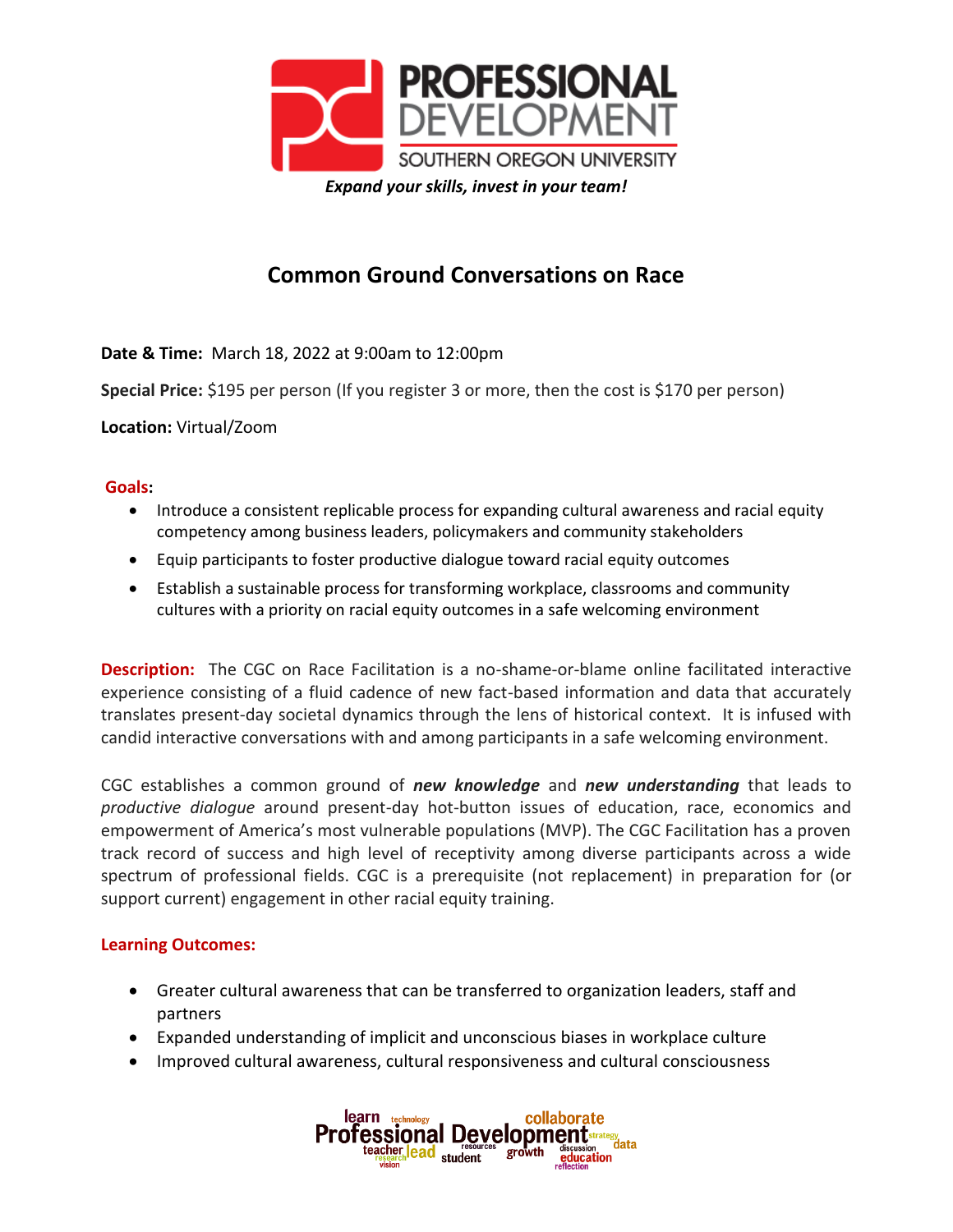PROFESSIONAL DEVELOPMENT
SOUTHERN OREGON UNIVERSITY

*Expand your skills, invest in your team!*

# Common Ground Conversations on Race

**Date & Time:** March 18, 2022 at 9:00am to 12:00pm

**Special Price:** $195 per person (If you register 3 or more, then the cost is $170 per person)

**Location:** Virtual/Zoom

**Goals:**

- Introduce a consistent replicable process for expanding cultural awareness and racial equity competency among business leaders, policymakers and community stakeholders
- Equip participants to foster productive dialogue toward racial equity outcomes
- Establish a sustainable process for transforming workplace, classrooms and community cultures with a priority on racial equity outcomes in a safe welcoming environment

**Description:** The CGC on Race Facilitation is a no-shame-or-blame online facilitated interactive experience consisting of a fluid cadence of new fact-based information and data that accurately translates present-day societal dynamics through the lens of historical context. It is infused with candid interactive conversations with and among participants in a safe welcoming environment.

CGC establishes a common ground of ***new knowledge*** and ***new understanding*** that leads to *productive dialogue* around present-day hot-button issues of education, race, economics and empowerment of America's most vulnerable populations (MVP). The CGC Facilitation has a proven track record of success and high level of receptivity among diverse participants across a wide spectrum of professional fields. CGC is a prerequisite (not replacement) in preparation for (or support current) engagement in other racial equity training.

**Learning Outcomes:**

- Greater cultural awareness that can be transferred to organization leaders, staff and partners
- Expanded understanding of implicit and unconscious biases in workplace culture
- Improved cultural awareness, cultural responsiveness and cultural consciousness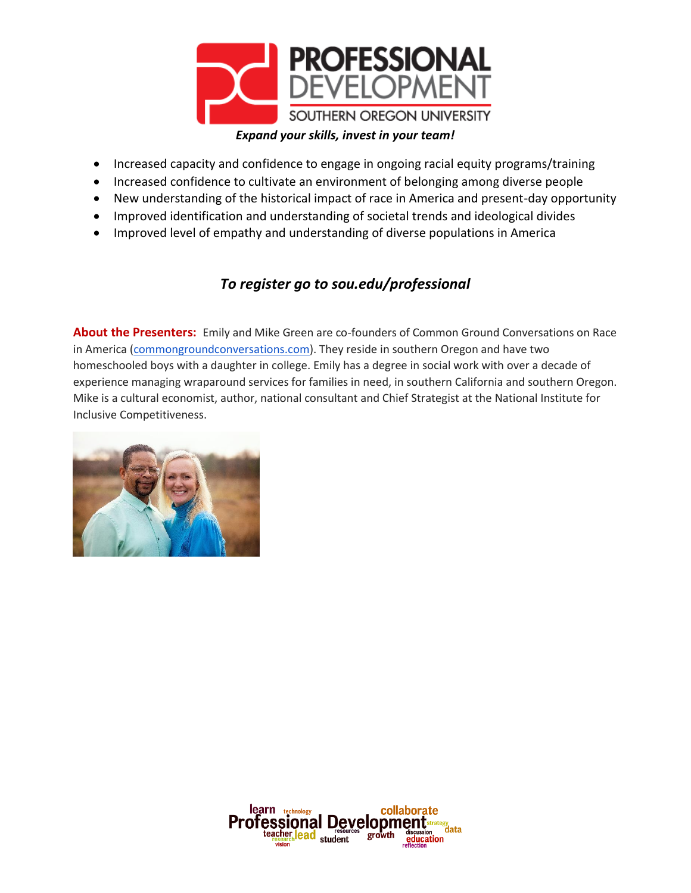*Expand your skills, invest in your team!*

- Increased capacity and confidence to engage in ongoing racial equity programs/training
- Increased confidence to cultivate an environment of belonging among diverse people
- New understanding of the historical impact of race in America and present-day opportunity
- Improved identification and understanding of societal trends and ideological divides
- Improved level of empathy and understanding of diverse populations in America

### *To register go to sou.edu/professional*

**About the Presenters:** Emily and Mike Green are co-founders of Common Ground Conversations on Race in America (commongroundconversations.com). They reside in southern Oregon and have two homeschooled boys with a daughter in college. Emily has a degree in social work with over a decade of experience managing wraparound services for families in need, in southern California and southern Oregon. Mike is a cultural economist, author, national consultant and Chief Strategist at the National Institute for Inclusive Competitiveness.